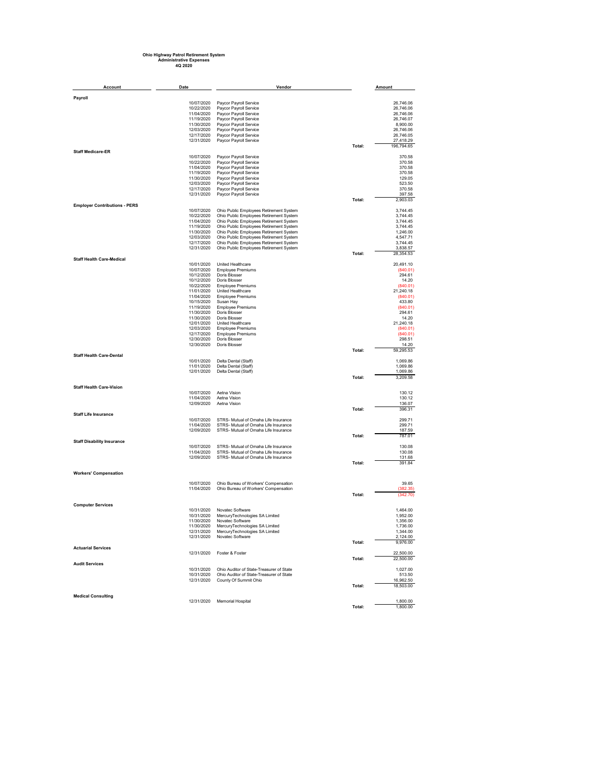# Ohio Highway Patrol Retirement System
## Administrative Expenses
### 4Q 2020

| Account | Date | Vendor | | Amount |
|---|---|---|---|---|
| **Payroll** | | | | |
| | 10/07/2020 | Paycor Payroll Service | | 26,746.06 |
| | 10/22/2020 | Paycor Payroll Service | | 26,746.06 |
| | 11/04/2020 | Paycor Payroll Service | | 26,746.06 |
| | 11/19/2020 | Paycor Payroll Service | | 26,746.07 |
| | 11/30/2020 | Paycor Payroll Service | | 8,900.00 |
| | 12/03/2020 | Paycor Payroll Service | | 26,746.06 |
| | 12/17/2020 | Paycor Payroll Service | | 26,746.05 |
| | 12/31/2020 | Paycor Payroll Service | | 27,418.29 |
| | | | Total: | 196,794.65 |
| **Staff Medicare-ER** | | | | |
| | 10/07/2020 | Paycor Payroll Service | | 370.58 |
| | 10/22/2020 | Paycor Payroll Service | | 370.58 |
| | 11/04/2020 | Paycor Payroll Service | | 370.58 |
| | 11/19/2020 | Paycor Payroll Service | | 370.58 |
| | 11/30/2020 | Paycor Payroll Service | | 129.05 |
| | 12/03/2020 | Paycor Payroll Service | | 523.50 |
| | 12/17/2020 | Paycor Payroll Service | | 370.58 |
| | 12/31/2020 | Paycor Payroll Service | | 397.58 |
| | | | Total: | 2,903.03 |
| **Employer Contributions - PERS** | | | | |
| | 10/07/2020 | Ohio Public Employees Retirement System | | 3,744.45 |
| | 10/22/2020 | Ohio Public Employees Retirement System | | 3,744.45 |
| | 11/04/2020 | Ohio Public Employees Retirement System | | 3,744.45 |
| | 11/19/2020 | Ohio Public Employees Retirement System | | 3,744.45 |
| | 11/30/2020 | Ohio Public Employees Retirement System | | 1,246.00 |
| | 12/03/2020 | Ohio Public Employees Retirement System | | 4,547.71 |
| | 12/17/2020 | Ohio Public Employees Retirement System | | 3,744.45 |
| | 12/31/2020 | Ohio Public Employees Retirement System | | 3,838.57 |
| | | | Total: | 28,354.53 |
| **Staff Health Care-Medical** | | | | |
| | 10/01/2020 | United Healthcare | | 20,491.10 |
| | 10/07/2020 | Employee Premiums | | (840.01) |
| | 10/12/2020 | Doris Blosser | | 294.61 |
| | 10/12/2020 | Doris Blosser | | 14.20 |
| | 10/22/2020 | Employee Premiums | | (840.01) |
| | 11/01/2020 | United Healthcare | | 21,240.18 |
| | 11/04/2020 | Employee Premiums | | (840.01) |
| | 10/15/2020 | Susan Hay | | 433.80 |
| | 11/19/2020 | Employee Premiums | | (840.01) |
| | 11/30/2020 | Doris Blosser | | 294.61 |
| | 11/30/2020 | Doris Blosser | | 14.20 |
| | 12/01/2020 | United Healthcare | | 21,240.18 |
| | 12/03/2020 | Employee Premiums | | (840.01) |
| | 12/17/2020 | Employee Premiums | | (840.01) |
| | 12/30/2020 | Doris Blosser | | 298.51 |
| | 12/30/2020 | Doris Blosser | | 14.20 |
| | | | Total: | 59,295.53 |
| **Staff Health Care-Dental** | | | | |
| | 10/01/2020 | Delta Dental (Staff) | | 1,069.86 |
| | 11/01/2020 | Delta Dental (Staff) | | 1,069.86 |
| | 12/01/2020 | Delta Dental (Staff) | | 1,069.86 |
| | | | Total: | 3,209.58 |
| **Staff Health Care-Vision** | | | | |
| | 10/07/2020 | Aetna Vision | | 130.12 |
| | 11/04/2020 | Aetna Vision | | 130.12 |
| | 12/09/2020 | Aetna Vision | | 136.07 |
| | | | Total: | 396.31 |
| **Staff Life Insurance** | | | | |
| | 10/07/2020 | STRS- Mutual of Omaha Life Insurance | | 299.71 |
| | 11/04/2020 | STRS- Mutual of Omaha Life Insurance | | 299.71 |
| | 12/09/2020 | STRS- Mutual of Omaha Life Insurance | | 187.59 |
| | | | Total: | 787.01 |
| **Staff Disability Insurance** | | | | |
| | 10/07/2020 | STRS- Mutual of Omaha Life Insurance | | 130.08 |
| | 11/04/2020 | STRS- Mutual of Omaha Life Insurance | | 130.08 |
| | 12/09/2020 | STRS- Mutual of Omaha Life Insurance | | 131.68 |
| | | | Total: | 391.84 |
| **Workers' Compensation** | | | | |
| | 10/07/2020 | Ohio Bureau of Workers' Compensation | | 39.65 |
| | 11/04/2020 | Ohio Bureau of Workers' Compensation | | (382.35) |
| | | | Total: | (342.70) |
| **Computer Services** | | | | |
| | 10/31/2020 | Novatec Software | | 1,464.00 |
| | 10/31/2020 | MercuryTechnologies SA Limited | | 1,952.00 |
| | 11/30/2020 | Novatec Software | | 1,356.00 |
| | 11/30/2020 | MercuryTechnologies SA Limited | | 1,736.00 |
| | 12/31/2020 | MercuryTechnologies SA Limited | | 1,344.00 |
| | 12/31/2020 | Novatec Software | | 2,124.00 |
| | | | Total: | 9,976.00 |
| **Actuarial Services** | | | | |
| | 12/31/2020 | Foster & Foster | | 22,500.00 |
| | | | Total: | 22,500.00 |
| **Audit Services** | | | | |
| | 10/31/2020 | Ohio Auditor of State-Treasurer of State | | 1,027.00 |
| | 10/31/2020 | Ohio Auditor of State-Treasurer of State | | 513.50 |
| | 12/31/2020 | County Of Summit Ohio | | 16,962.50 |
| | | | Total: | 18,503.00 |
| **Medical Consulting** | | | | |
| | 12/31/2020 | Memorial Hospital | | 1,800.00 |
| | | | Total: | 1,800.00 |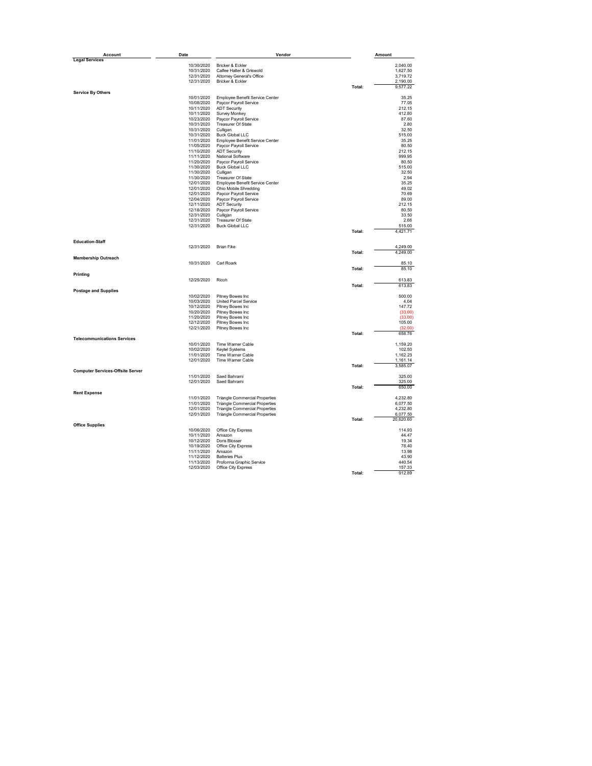| Account | Date | Vendor | | Amount |
|---|---|---|---|---|
| **Legal Services** | | | | |
| | 10/30/2020 | Bricker & Eckler | | 2,040.00 |
| | 10/31/2020 | Calfee Halter & Griswold | | 1,627.50 |
| | 12/31/2020 | Attorney General's Office | | 3,719.72 |
| | 12/31/2020 | Bricker & Eckler | | 2,190.00 |
| | | | Total: | 9,577.22 |
| **Service By Others** | | | | |
| | 10/01/2020 | Employee Benefit Service Center | | 35.25 |
| | 10/08/2020 | Paycor Payroll Service | | 77.05 |
| | 10/11/2020 | ADT Security | | 212.15 |
| | 10/11/2020 | Survey Monkey | | 412.80 |
| | 10/23/2020 | Paycor Payroll Service | | 87.60 |
| | 10/31/2020 | Treasurer Of State | | 2.80 |
| | 10/31/2020 | Culligan | | 32.50 |
| | 10/31/2020 | Buck Global LLC | | 515.00 |
| | 11/01/2020 | Employee Benefit Service Center | | 35.25 |
| | 11/05/2020 | Paycor Payroll Service | | 80.50 |
| | 11/10/2020 | ADT Security | | 212.15 |
| | 11/11/2020 | National Software | | 999.95 |
| | 11/20/2020 | Paycor Payroll Service | | 80.50 |
| | 11/30/2020 | Buck Global LLC | | 515.00 |
| | 11/30/2020 | Culligan | | 32.50 |
| | 11/30/2020 | Treasurer Of State | | 2.94 |
| | 12/01/2020 | Employee Benefit Service Center | | 35.25 |
| | 12/01/2020 | Ohio Mobile Shredding | | 49.02 |
| | 12/01/2020 | Paycor Payroll Service | | 70.69 |
| | 12/04/2020 | Paycor Payroll Service | | 89.00 |
| | 12/11/2020 | ADT Security | | 212.15 |
| | 12/18/2020 | Paycor Payroll Service | | 80.50 |
| | 12/31/2020 | Culligan | | 33.50 |
| | 12/31/2020 | Treasurer Of State | | 2.66 |
| | 12/31/2020 | Buck Global LLC | | 515.00 |
| | | | Total: | 4,421.71 |
| **Education-Staff** | | | | |
| | 12/31/2020 | Brian Fike | | 4,249.00 |
| | | | Total: | 4,249.00 |
| **Membership Outreach** | | | | |
| | 10/31/2020 | Carl Roark | | 85.10 |
| | | | Total: | 85.10 |
| **Printing** | | | | |
| | 12/25/2020 | Ricoh | | 613.83 |
| | | | Total: | 613.83 |
| **Postage and Supplies** | | | | |
| | 10/02/2020 | Pitney Bowes Inc | | 500.00 |
| | 10/03/2020 | United Parcel Service | | 4.04 |
| | 10/12/2020 | Pitney Bowes Inc | | 147.72 |
| | 10/20/2020 | Pitney Bowes Inc | | (33.00) |
| | 11/20/2020 | Pitney Bowes Inc | | (33.00) |
| | 12/12/2020 | Pitney Bowes Inc | | 105.00 |
| | 12/21/2020 | Pitney Bowes Inc | | (32.00) |
| | | | Total: | 658.76 |
| **Telecommunications Services** | | | | |
| | 10/01/2020 | Time Warner Cable | | 1,159.20 |
| | 10/02/2020 | Keytel Systems | | 102.50 |
| | 11/01/2020 | Time Warner Cable | | 1,162.23 |
| | 12/01/2020 | Time Warner Cable | | 1,161.14 |
| | | | Total: | 3,585.07 |
| **Computer Services-Offsite Server** | | | | |
| | 11/01/2020 | Saed Bahrami | | 325.00 |
| | 12/01/2020 | Saed Bahrami | | 325.00 |
| | | | Total: | 650.00 |
| **Rent Expense** | | | | |
| | 11/01/2020 | Triangle Commercial Properties | | 4,232.80 |
| | 11/01/2020 | Triangle Commercial Properties | | 6,077.50 |
| | 12/01/2020 | Triangle Commercial Properties | | 4,232.80 |
| | 12/01/2020 | Triangle Commercial Properties | | 6,077.50 |
| | | | Total: | 20,620.60 |
| **Office Supplies** | | | | |
| | 10/06/2020 | Office City Express | | 114.93 |
| | 10/11/2020 | Amazon | | 44.47 |
| | 10/12/2020 | Doris Blosser | | 19.34 |
| | 10/19/2020 | Office City Express | | 78.40 |
| | 11/11/2020 | Amazon | | 13.98 |
| | 11/12/2020 | Batteries Plus | | 43.90 |
| | 11/13/2020 | Proforma Graphic Service | | 440.54 |
| | 12/03/2020 | Office City Express | | 157.33 |
| | | | Total: | 912.89 |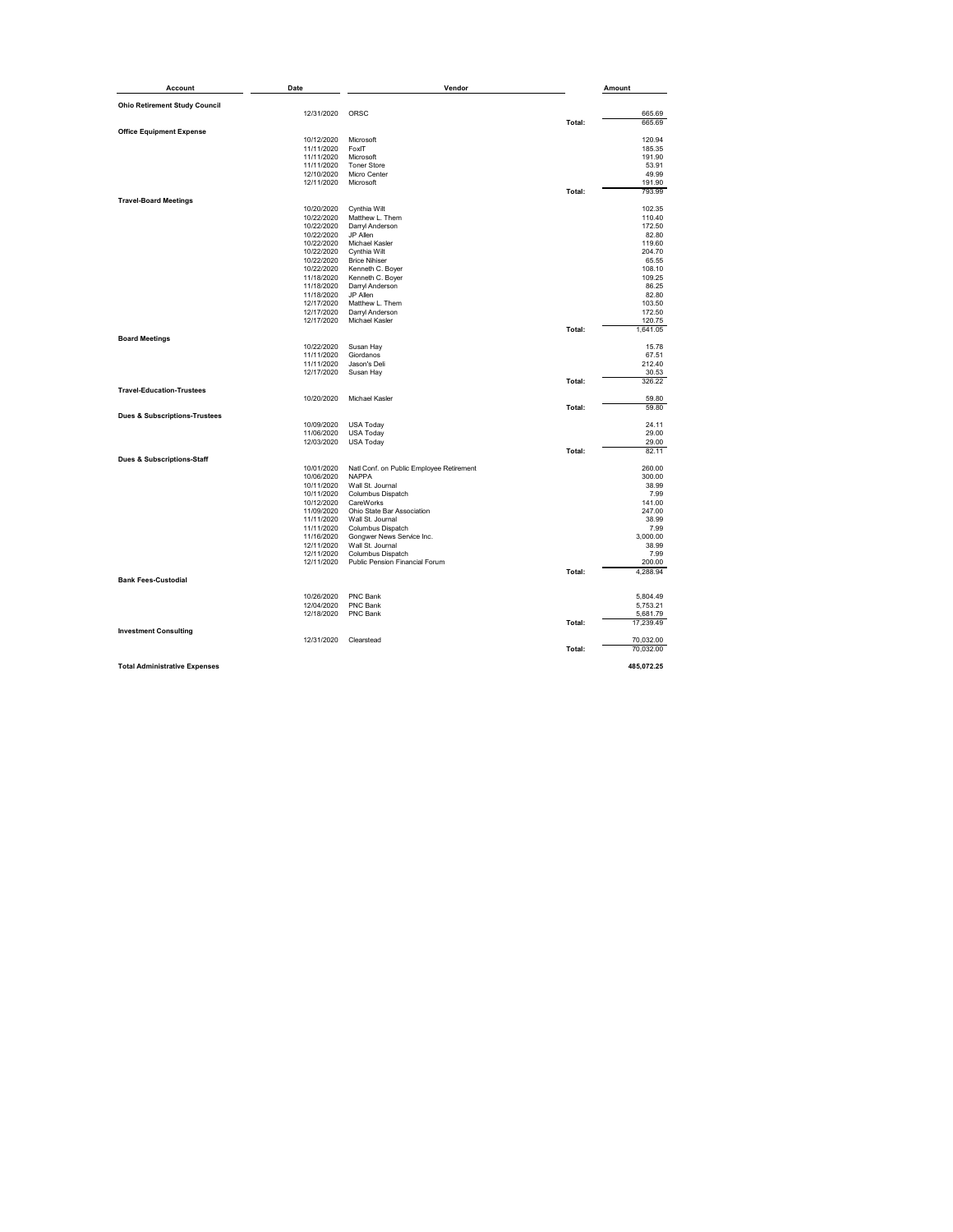| Account | Date | Vendor | | Amount |
|---|---|---|---|---|
| **Ohio Retirement Study Council** | | | | |
| | 12/31/2020 | ORSC | | 665.69 |
| | | | Total: | 665.69 |
| **Office Equipment Expense** | | | | |
| | 10/12/2020 | Microsoft | | 120.94 |
| | 11/11/2020 | FoxIT | | 185.35 |
| | 11/11/2020 | Microsoft | | 191.90 |
| | 11/11/2020 | Toner Store | | 53.91 |
| | 12/10/2020 | Micro Center | | 49.99 |
| | 12/11/2020 | Microsoft | | 191.90 |
| | | | Total: | 793.99 |
| **Travel-Board Meetings** | | | | |
| | 10/20/2020 | Cynthia Wilt | | 102.35 |
| | 10/22/2020 | Matthew L. Them | | 110.40 |
| | 10/22/2020 | Darryl Anderson | | 172.50 |
| | 10/22/2020 | JP Allen | | 82.80 |
| | 10/22/2020 | Michael Kasler | | 119.60 |
| | 10/22/2020 | Cynthia Wilt | | 204.70 |
| | 10/22/2020 | Brice Nihiser | | 65.55 |
| | 10/22/2020 | Kenneth C. Boyer | | 108.10 |
| | 11/18/2020 | Kenneth C. Boyer | | 109.25 |
| | 11/18/2020 | Darryl Anderson | | 86.25 |
| | 11/18/2020 | JP Allen | | 82.80 |
| | 12/17/2020 | Matthew L. Them | | 103.50 |
| | 12/17/2020 | Darryl Anderson | | 172.50 |
| | 12/17/2020 | Michael Kasler | | 120.75 |
| | | | Total: | 1,641.05 |
| **Board Meetings** | | | | |
| | 10/22/2020 | Susan Hay | | 15.78 |
| | 11/11/2020 | Giordanos | | 67.51 |
| | 11/11/2020 | Jason's Deli | | 212.40 |
| | 12/17/2020 | Susan Hay | | 30.53 |
| | | | Total: | 326.22 |
| **Travel-Education-Trustees** | | | | |
| | 10/20/2020 | Michael Kasler | | 59.80 |
| | | | Total: | 59.80 |
| **Dues & Subscriptions-Trustees** | | | | |
| | 10/09/2020 | USA Today | | 24.11 |
| | 11/06/2020 | USA Today | | 29.00 |
| | 12/03/2020 | USA Today | | 29.00 |
| | | | Total: | 82.11 |
| **Dues & Subscriptions-Staff** | | | | |
| | 10/01/2020 | Natl Conf. on Public Employee Retirement | | 260.00 |
| | 10/06/2020 | NAPPA | | 300.00 |
| | 10/11/2020 | Wall St. Journal | | 38.99 |
| | 10/11/2020 | Columbus Dispatch | | 7.99 |
| | 10/12/2020 | CareWorks | | 141.00 |
| | 11/09/2020 | Ohio State Bar Association | | 247.00 |
| | 11/11/2020 | Wall St. Journal | | 38.99 |
| | 11/11/2020 | Columbus Dispatch | | 7.99 |
| | 11/16/2020 | Gongwer News Service Inc. | | 3,000.00 |
| | 12/11/2020 | Wall St. Journal | | 38.99 |
| | 12/11/2020 | Columbus Dispatch | | 7.99 |
| | 12/11/2020 | Public Pension Financial Forum | | 200.00 |
| | | | Total: | 4,288.94 |
| **Bank Fees-Custodial** | | | | |
| | 10/26/2020 | PNC Bank | | 5,804.49 |
| | 12/04/2020 | PNC Bank | | 5,753.21 |
| | 12/18/2020 | PNC Bank | | 5,681.79 |
| | | | Total: | 17,239.49 |
| **Investment Consulting** | | | | |
| | 12/31/2020 | Clearstead | | 70,032.00 |
| | | | Total: | 70,032.00 |
| **Total Administrative Expenses** | | | | **485,072.25** |